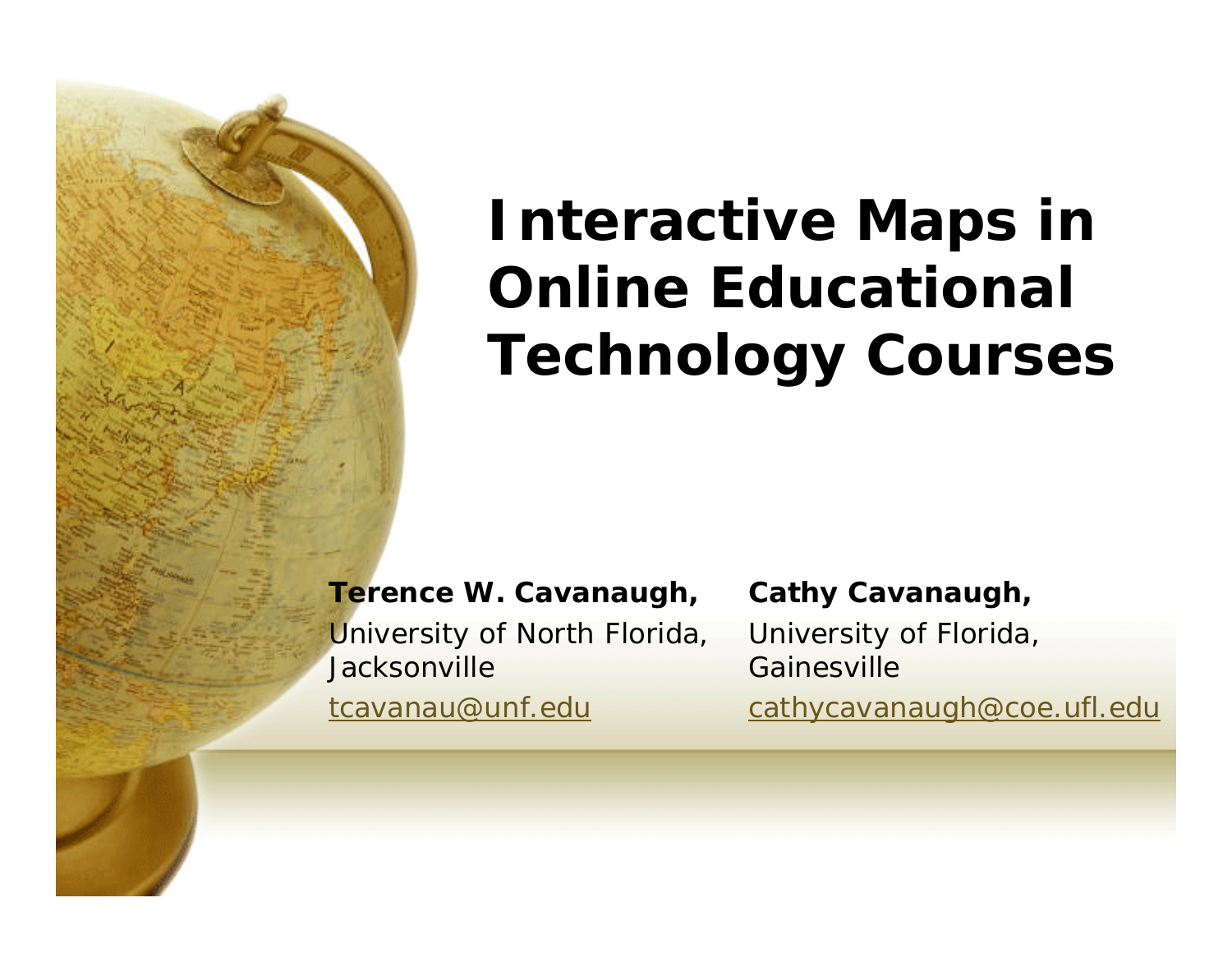# Interactive Maps in Online Educational Technology Courses

**Terence W. Cavanaugh,**
University of North Florida, Jacksonville
tcavanau@unf.edu

**Cathy Cavanaugh,**
University of Florida, Gainesville
cathycavanaugh@coe.ufl.edu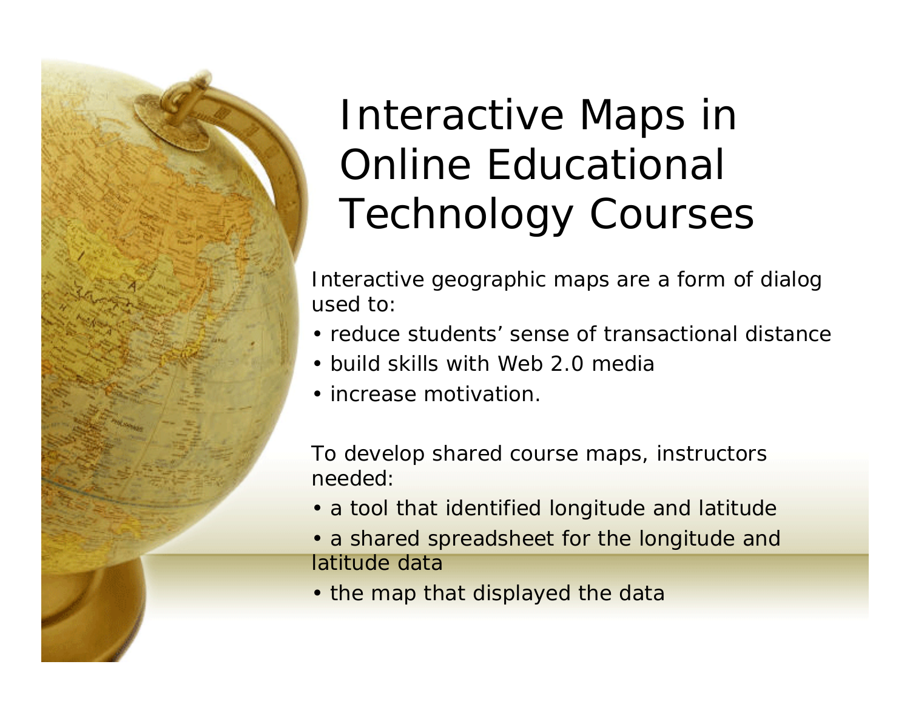# Interactive Maps in Online Educational Technology Courses

Interactive geographic maps are a form of dialog used to:

- reduce students' sense of transactional distance
- build skills with Web 2.0 media
- increase motivation.

To develop shared course maps, instructors needed:

- a tool that identified longitude and latitude
- a shared spreadsheet for the longitude and latitude data
- the map that displayed the data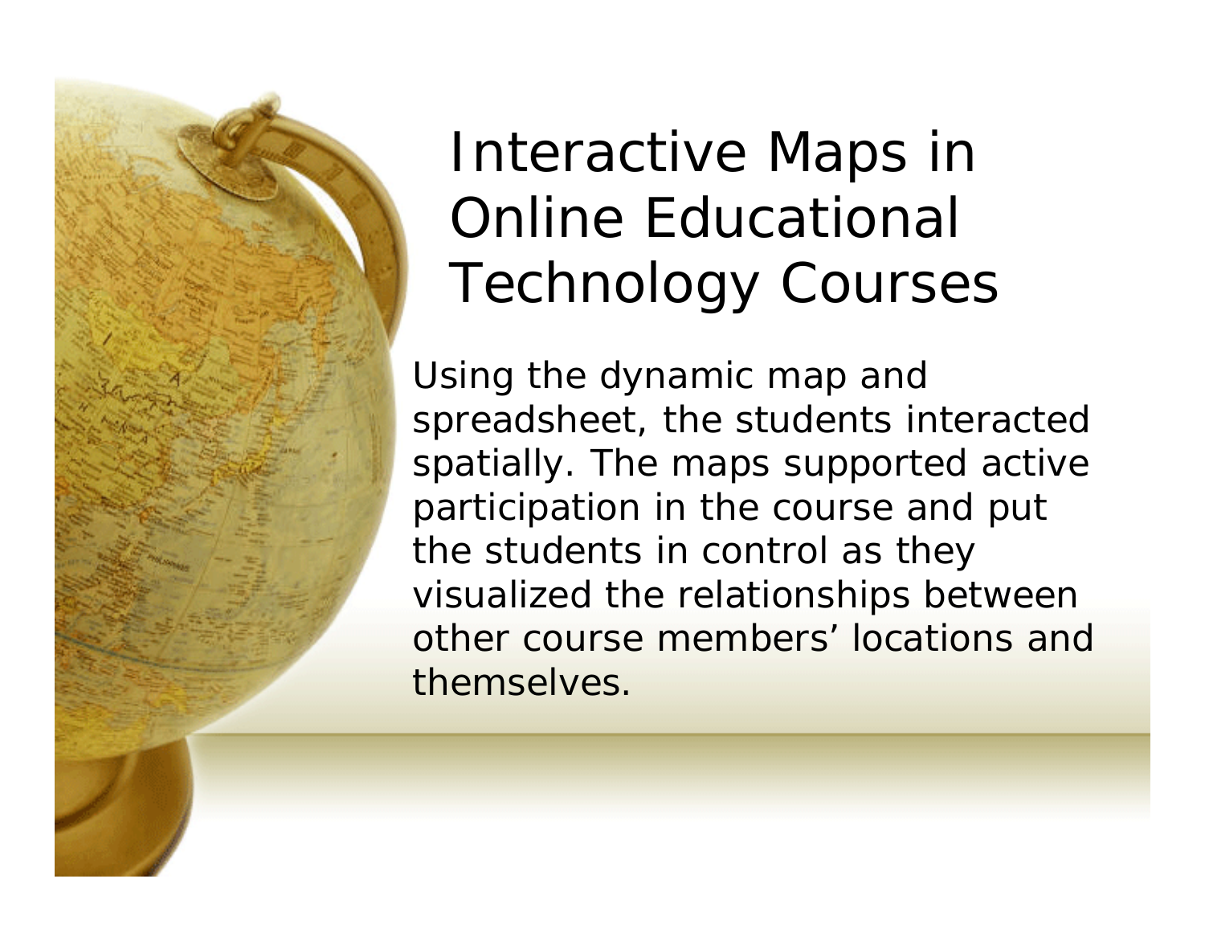# Interactive Maps in Online Educational Technology Courses

Using the dynamic map and spreadsheet, the students interacted spatially. The maps supported active participation in the course and put the students in control as they visualized the relationships between other course members' locations and themselves.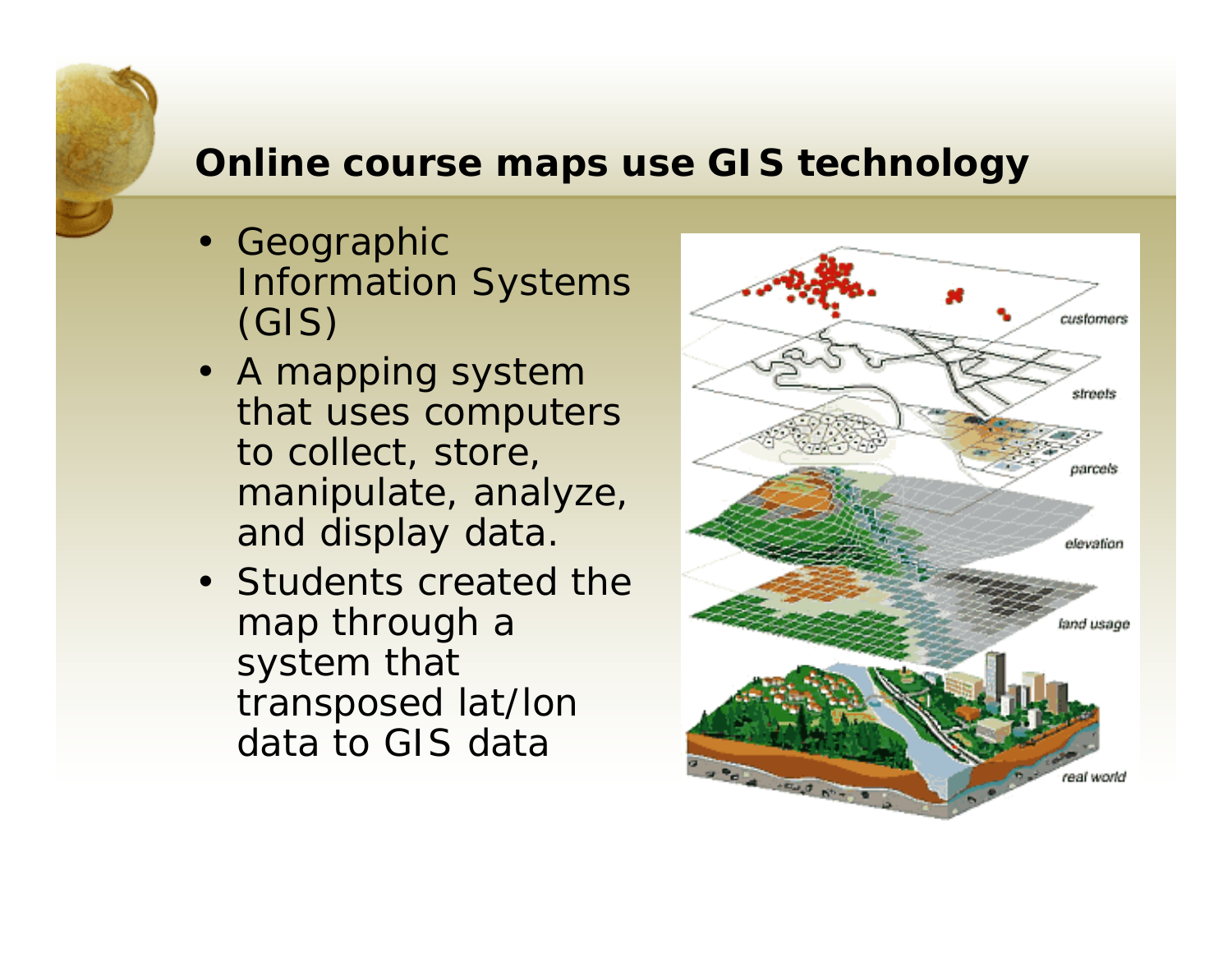## Online course maps use GIS technology

- Geographic Information Systems (GIS)
- A mapping system that uses computers to collect, store, manipulate, analyze, and display data.
- Students created the map through a system that transposed lat/lon data to GIS data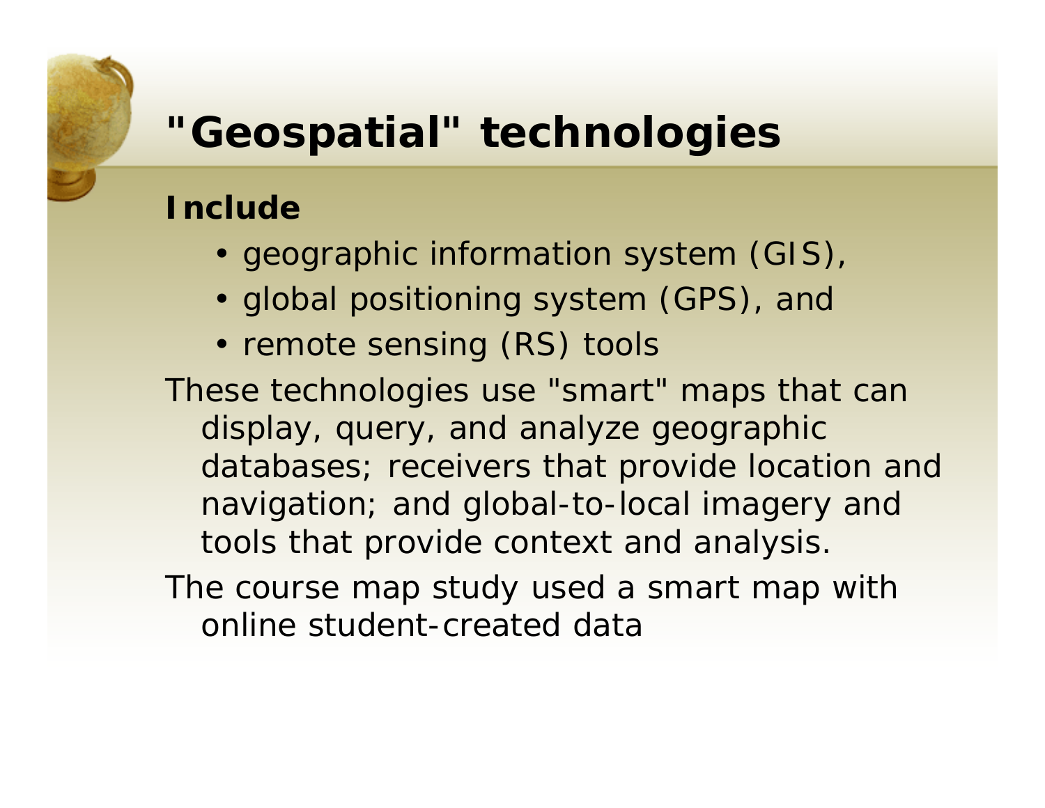# "Geospatial" technologies

**Include**

- geographic information system (GIS),
- global positioning system (GPS), and
- remote sensing (RS) tools

These technologies use "smart" maps that can display, query, and analyze geographic databases; receivers that provide location and navigation; and global-to-local imagery and tools that provide context and analysis.

The course map study used a smart map with online student-created data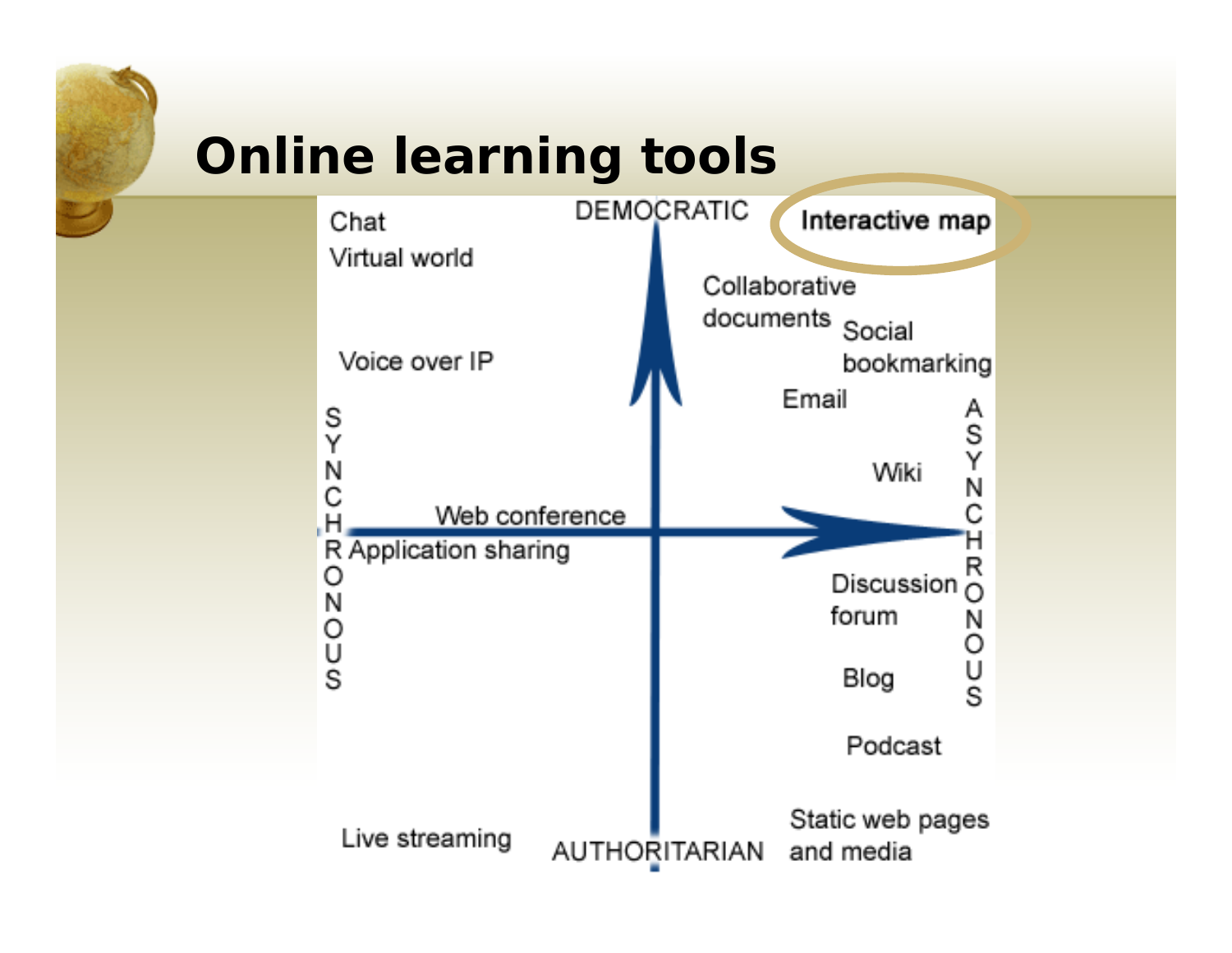# Online learning tools

DEMOCRATIC

AUTHORITARIAN

SYNCHRONOUS

ASYNCHRONOUS

Chat

Virtual world

Voice over IP

Web conference

Application sharing

Live streaming

Interactive map

Collaborative documents

Social bookmarking

Email

Wiki

Discussion forum

Blog

Podcast

Static web pages and media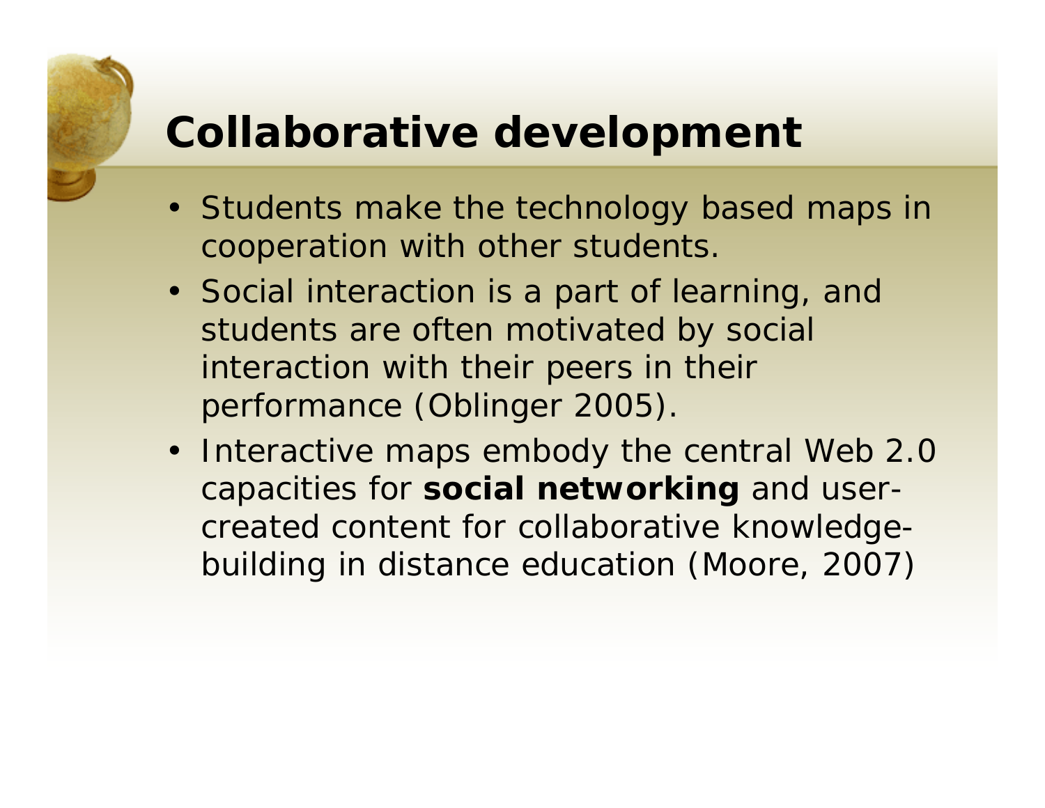# Collaborative development

- Students make the technology based maps in cooperation with other students.
- Social interaction is a part of learning, and students are often motivated by social interaction with their peers in their performance (Oblinger 2005).
- Interactive maps embody the central Web 2.0 capacities for **social networking** and user-created content for collaborative knowledge-building in distance education (Moore, 2007)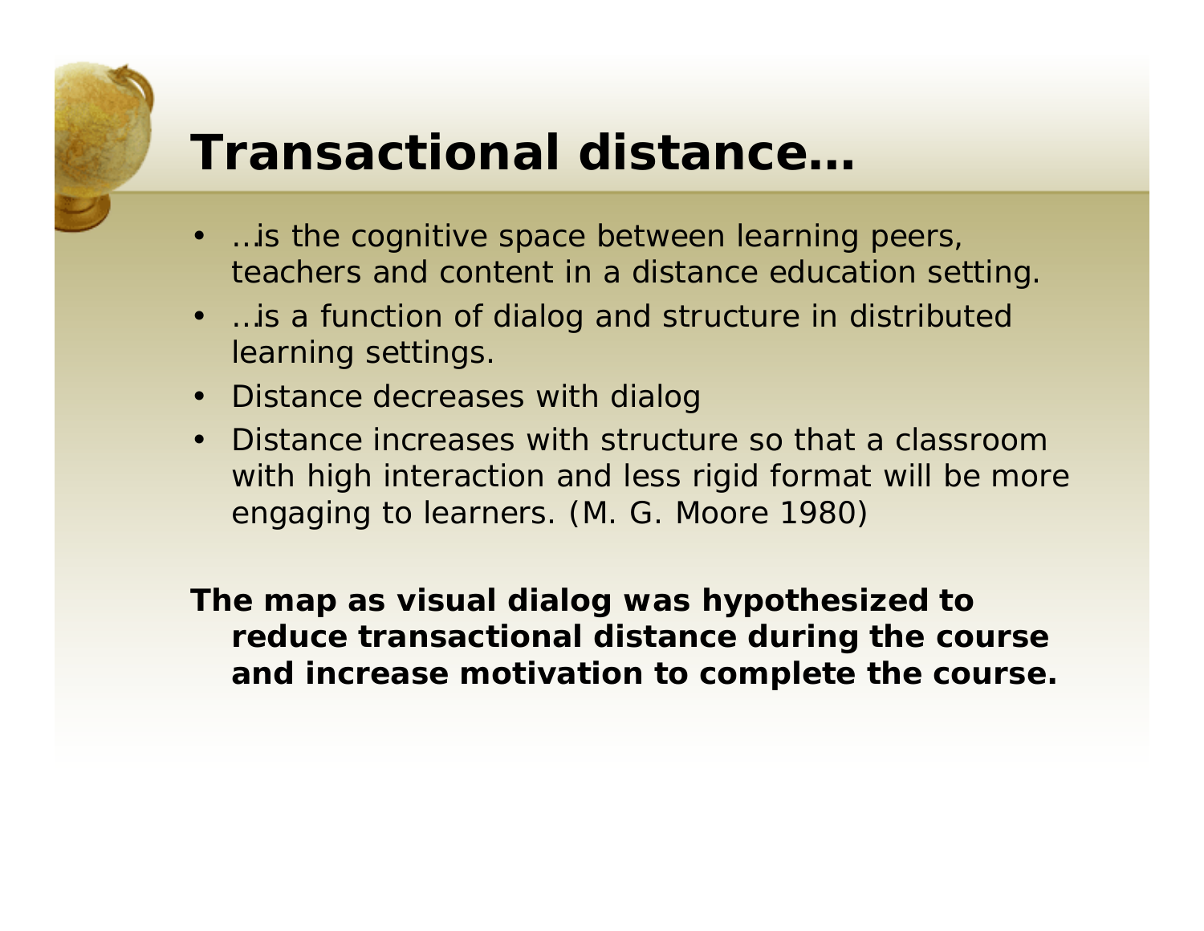# Transactional distance…

- …is the cognitive space between learning peers, teachers and content in a distance education setting.
- …is a function of dialog and structure in distributed learning settings.
- Distance decreases with dialog
- Distance increases with structure so that a classroom with high interaction and less rigid format will be more engaging to learners. (M. G. Moore 1980)

**The map as visual dialog was hypothesized to reduce transactional distance during the course and increase motivation to complete the course.**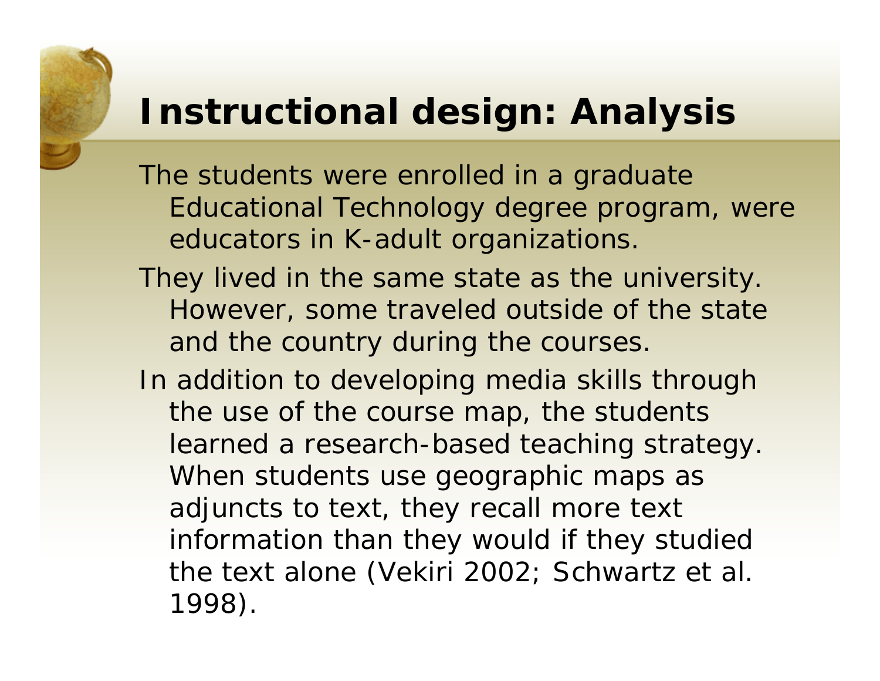# Instructional design: Analysis

The students were enrolled in a graduate Educational Technology degree program, were educators in K-adult organizations.

They lived in the same state as the university. However, some traveled outside of the state and the country during the courses.

In addition to developing media skills through the use of the course map, the students learned a research-based teaching strategy. When students use geographic maps as adjuncts to text, they recall more text information than they would if they studied the text alone (Vekiri 2002; Schwartz et al. 1998).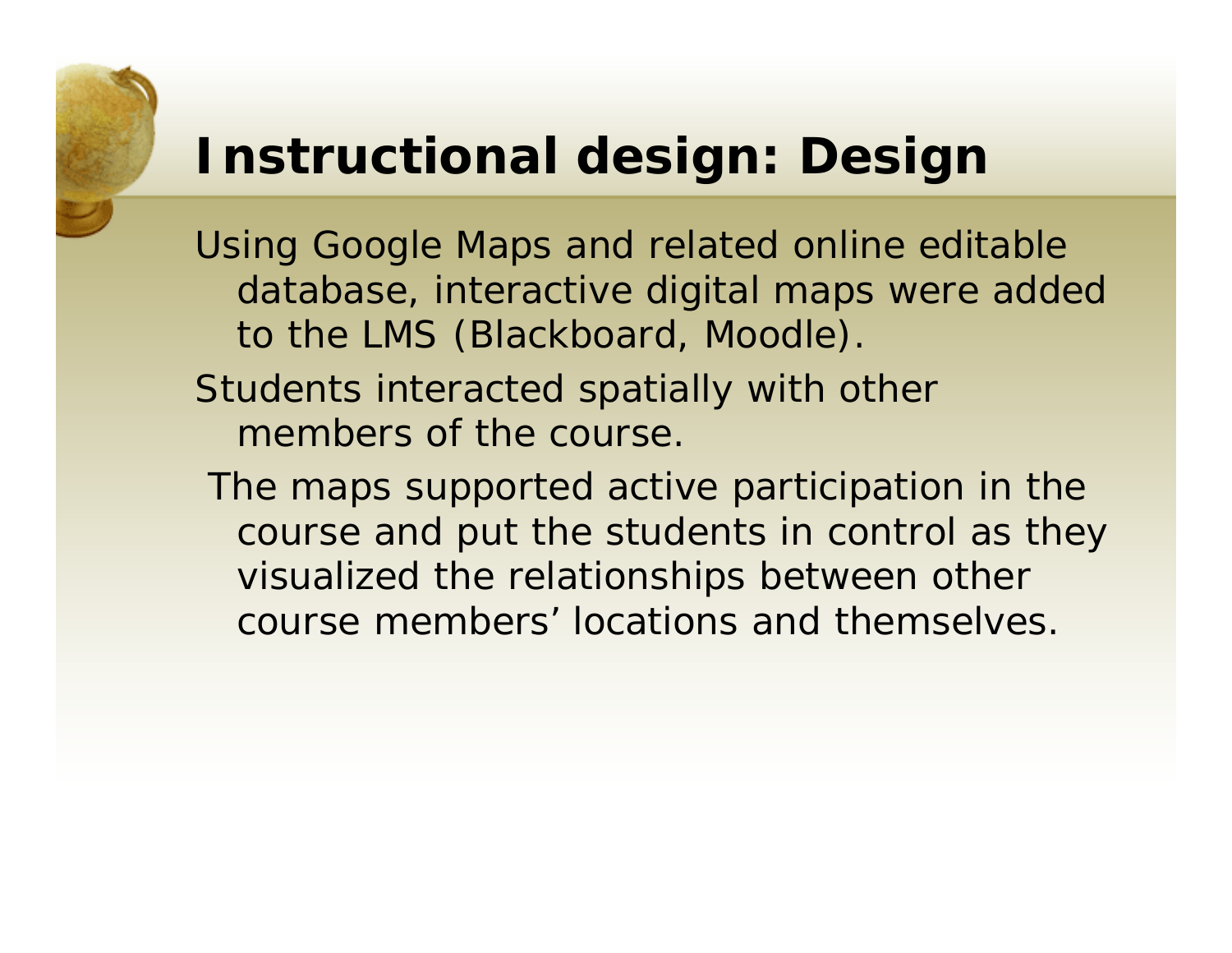# Instructional design: Design

Using Google Maps and related online editable database, interactive digital maps were added to the LMS (Blackboard, Moodle).

Students interacted spatially with other members of the course.

The maps supported active participation in the course and put the students in control as they visualized the relationships between other course members' locations and themselves.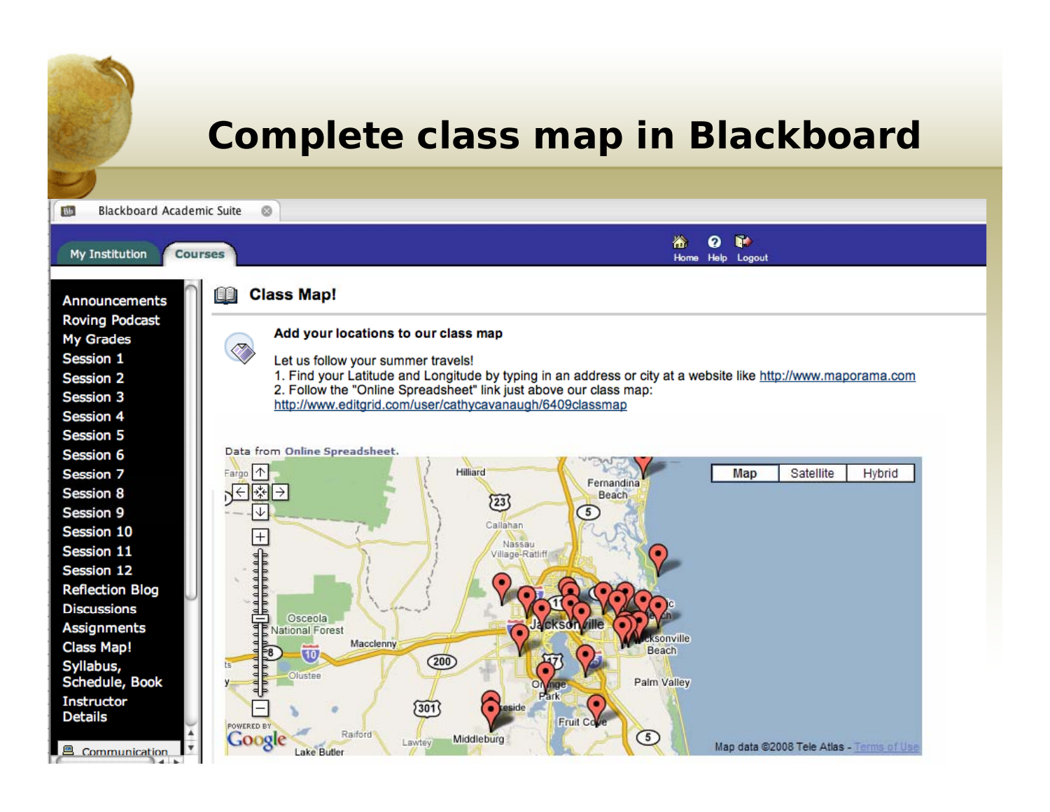# Complete class map in Blackboard

Blackboard Academic Suite

My Institution | Courses

Home | Help | Logout

- Announcements
- Roving Podcast
- My Grades
- Session 1
- Session 2
- Session 3
- Session 4
- Session 5
- Session 6
- Session 7
- Session 8
- Session 9
- Session 10
- Session 11
- Session 12
- Reflection Blog
- Discussions
- Assignments
- Class Map!
- Syllabus, Schedule, Book
- Instructor Details

Communication

## Class Map!

**Add your locations to our class map**

Let us follow your summer travels!

1. Find your Latitude and Longitude by typing in an address or city at a website like http://www.maporama.com
2. Follow the "Online Spreadsheet" link just above our class map: http://www.editgrid.com/user/cathycavanaugh/6409classmap

Data from Online Spreadsheet.

Map | Satellite | Hybrid

Map data ©2008 Tele Atlas - Terms of Use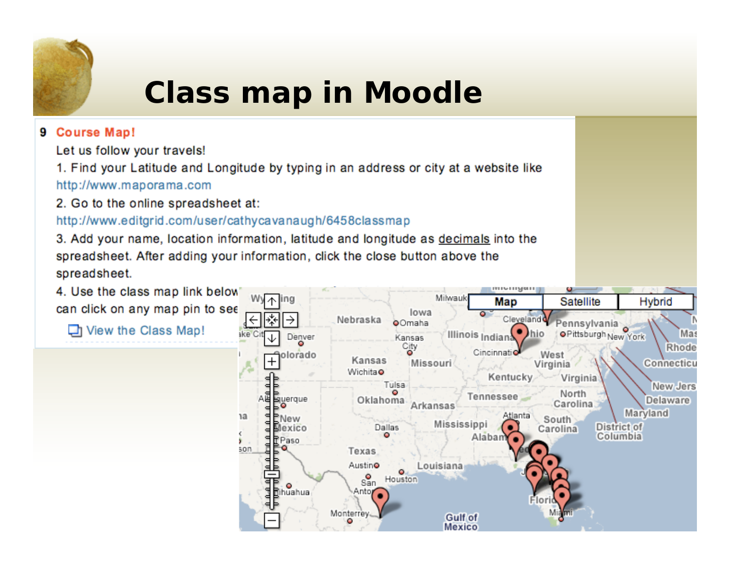# Class map in Moodle

**9 Course Map!**

Let us follow your travels!

1. Find your Latitude and Longitude by typing in an address or city at a website like http://www.maporama.com
2. Go to the online spreadsheet at: http://www.editgrid.com/user/cathycavanaugh/6458classmap
3. Add your name, location information, latitude and longitude as decimals into the spreadsheet. After adding your information, click the close button above the spreadsheet.
4. Use the class map link below ... can click on any map pin to see ...

View the Class Map!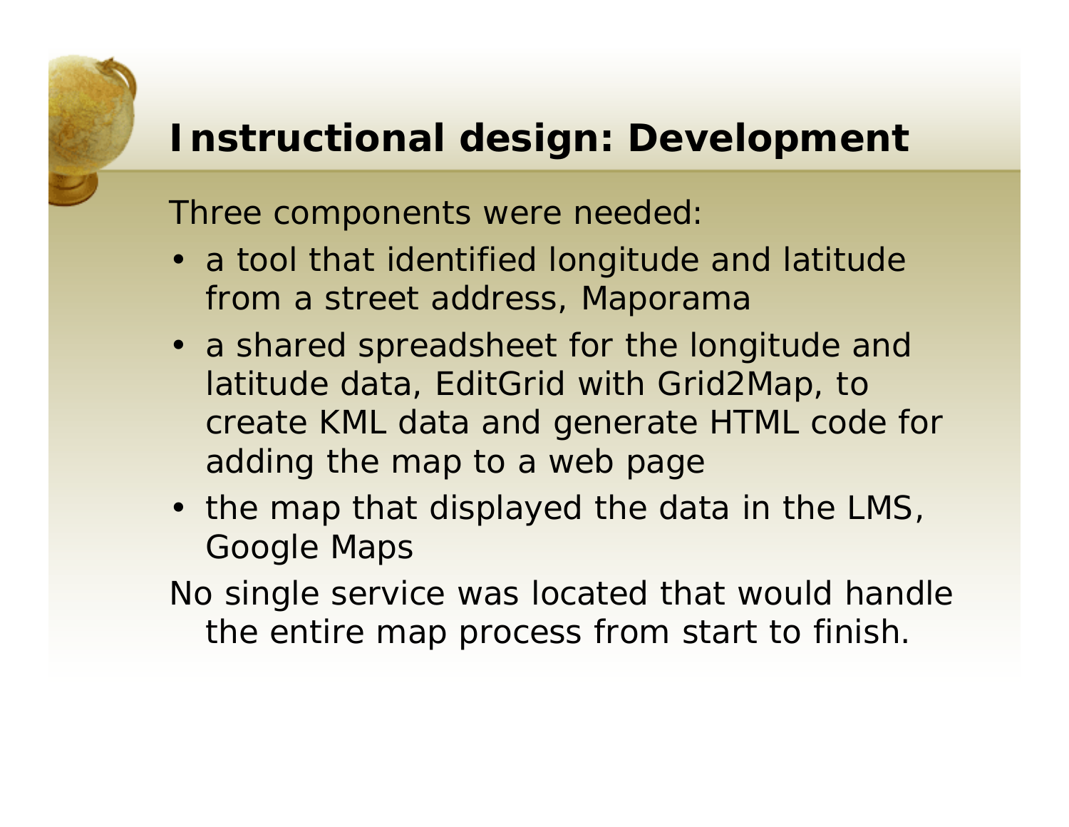# Instructional design: Development

Three components were needed:

- a tool that identified longitude and latitude from a street address, Maporama
- a shared spreadsheet for the longitude and latitude data, EditGrid with Grid2Map, to create KML data and generate HTML code for adding the map to a web page
- the map that displayed the data in the LMS, Google Maps

No single service was located that would handle the entire map process from start to finish.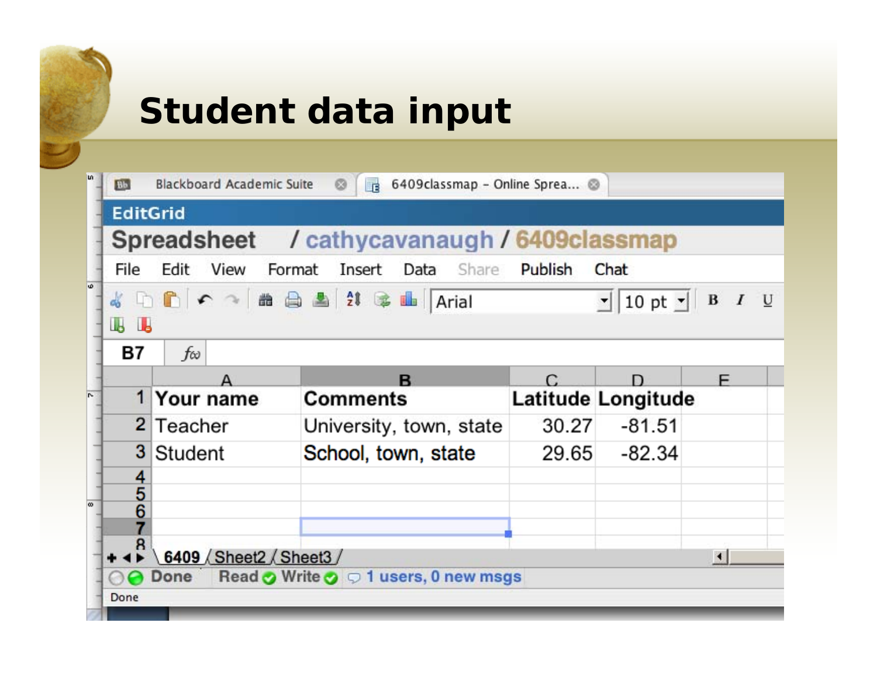# Student data input

Blackboard Academic Suite | 6409classmap - Online Sprea...

EditGrid

Spreadsheet / cathycavanaugh / 6409classmap

File Edit View Format Insert Data Share Publish Chat

| | A | B | C | D | E |
|---|---|---|---|---|---|
| 1 | Your name | Comments | Latitude | Longitude | |
| 2 | Teacher | University, town, state | 30.27 | -81.51 | |
| 3 | Student | School, town, state | 29.65 | -82.34 | |
| 4 | | | | | |
| 5 | | | | | |
| 6 | | | | | |
| 7 | | | | | |
| 8 | | | | | |

6409 / Sheet2 / Sheet3

Done Read Write 1 users, 0 new msgs

Done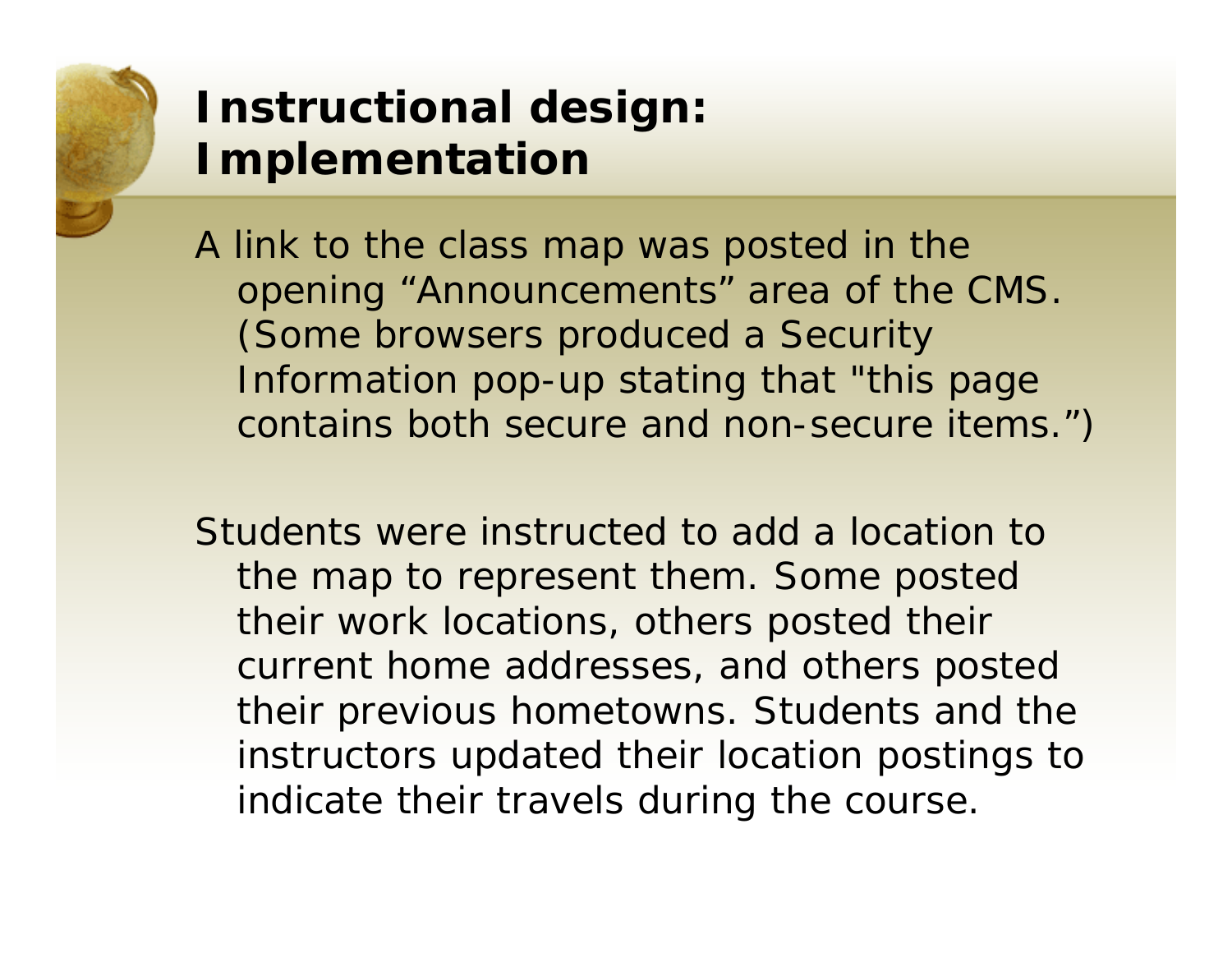# Instructional design: Implementation

A link to the class map was posted in the opening “Announcements” area of the CMS. (Some browsers produced a Security Information pop-up stating that "this page contains both secure and non-secure items.”)

Students were instructed to add a location to the map to represent them. Some posted their work locations, others posted their current home addresses, and others posted their previous hometowns. Students and the instructors updated their location postings to indicate their travels during the course.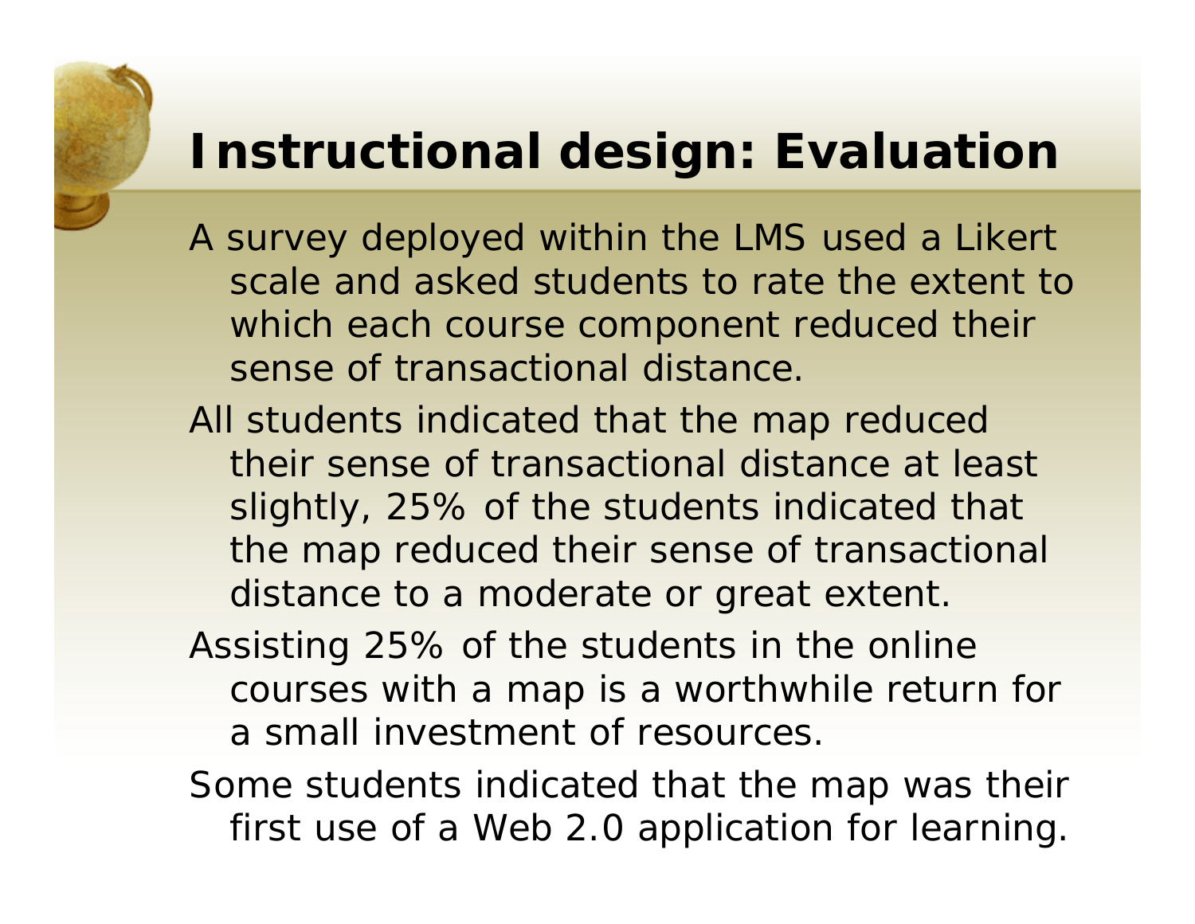# Instructional design: Evaluation

A survey deployed within the LMS used a Likert scale and asked students to rate the extent to which each course component reduced their sense of transactional distance.

All students indicated that the map reduced their sense of transactional distance at least slightly, 25% of the students indicated that the map reduced their sense of transactional distance to a moderate or great extent.

Assisting 25% of the students in the online courses with a map is a worthwhile return for a small investment of resources.

Some students indicated that the map was their first use of a Web 2.0 application for learning.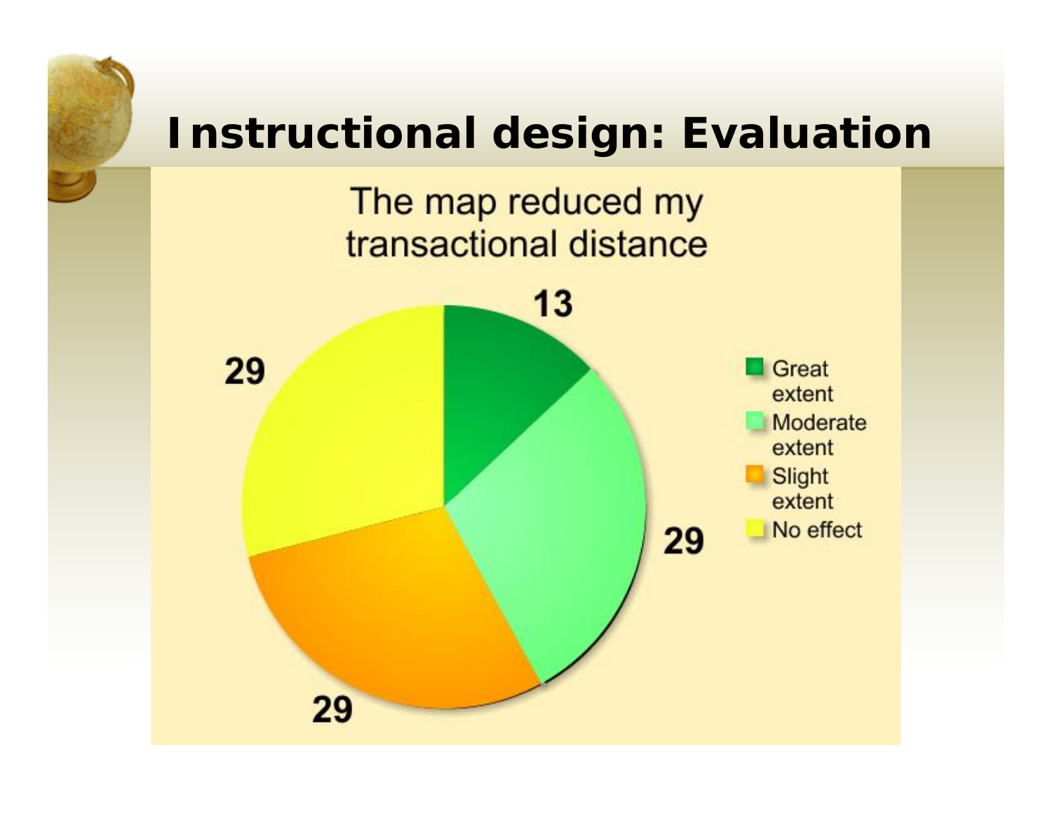# Instructional design: Evaluation

The map reduced my transactional distance

| Response | Value |
| --- | --- |
| Great extent | 13 |
| Moderate extent | 29 |
| Slight extent | 29 |
| No effect | 29 |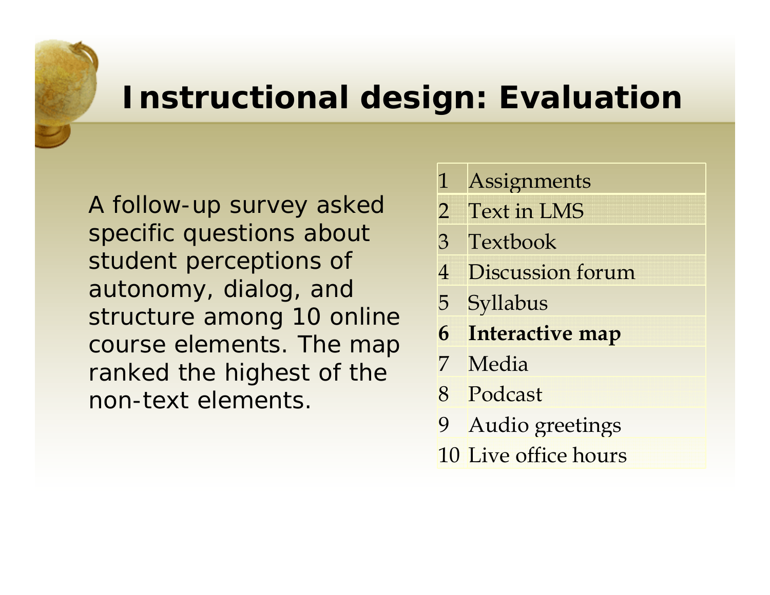# Instructional design: Evaluation

A follow-up survey asked specific questions about student perceptions of autonomy, dialog, and structure among 10 online course elements. The map ranked the highest of the non-text elements.

| | |
|---|---|
| 1 | Assignments |
| 2 | Text in LMS |
| 3 | Textbook |
| 4 | Discussion forum |
| 5 | Syllabus |
| **6** | **Interactive map** |
| 7 | Media |
| 8 | Podcast |
| 9 | Audio greetings |
| 10 | Live office hours |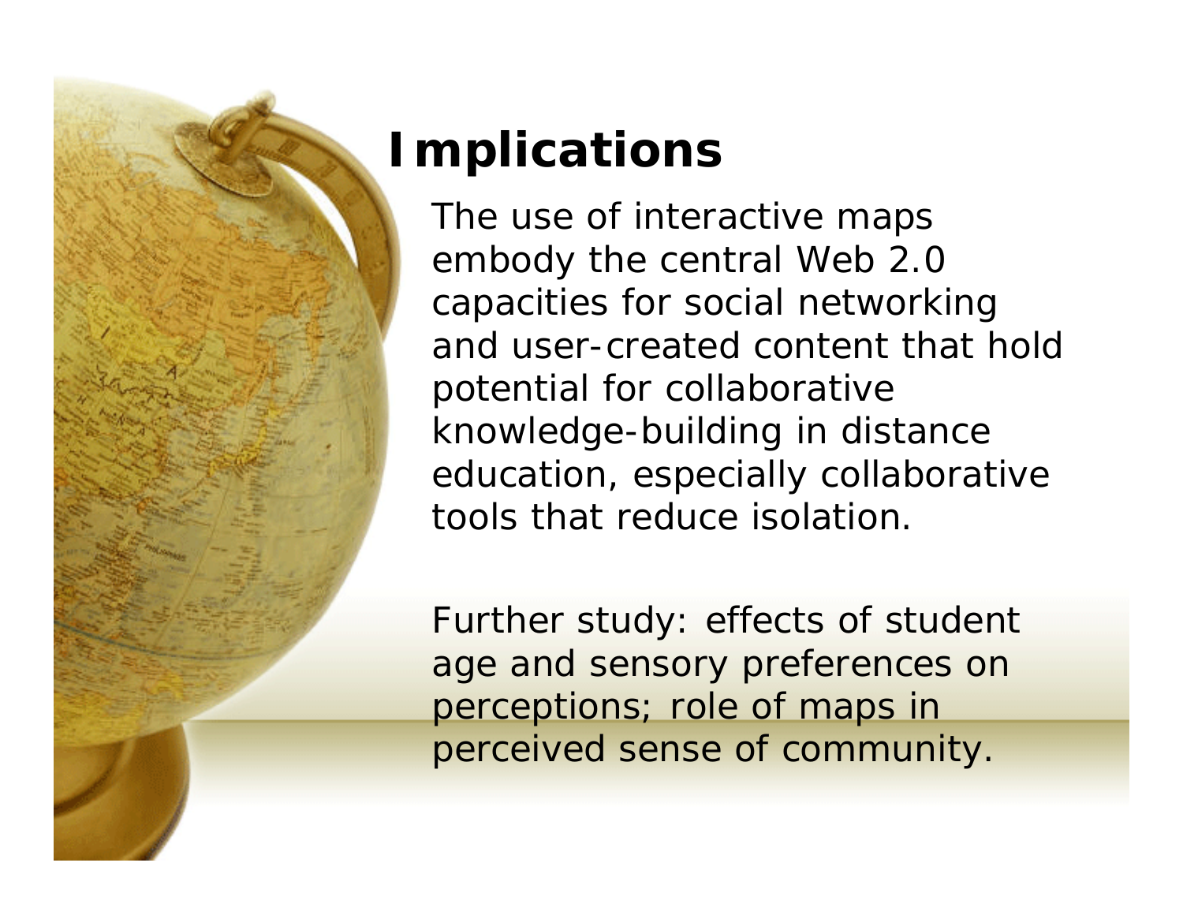# Implications

The use of interactive maps embody the central Web 2.0 capacities for social networking and user-created content that hold potential for collaborative knowledge-building in distance education, especially collaborative tools that reduce isolation.

Further study: effects of student age and sensory preferences on perceptions; role of maps in perceived sense of community.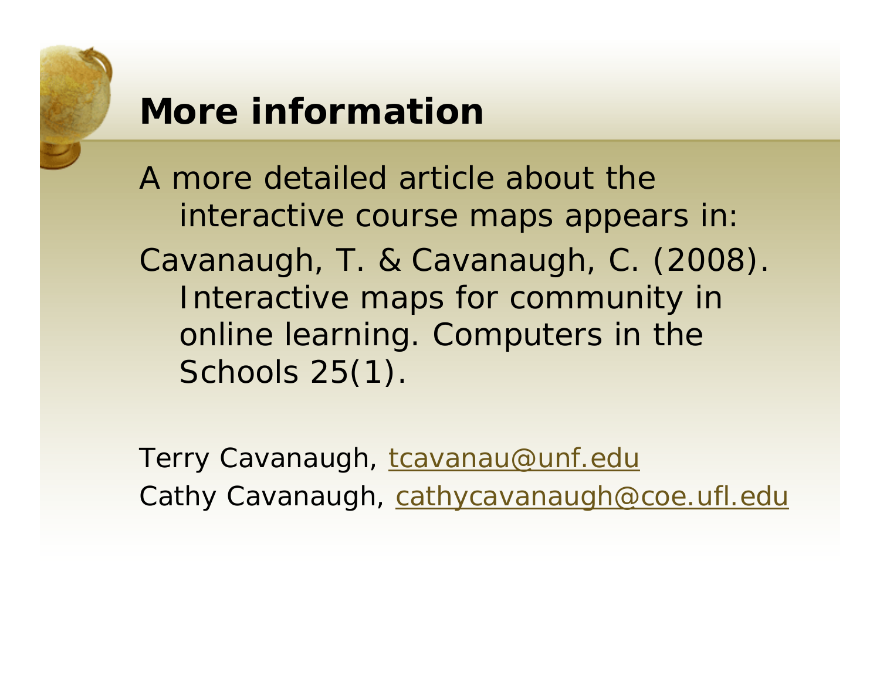# More information

A more detailed article about the interactive course maps appears in:

Cavanaugh, T. & Cavanaugh, C. (2008). Interactive maps for community in online learning. Computers in the Schools 25(1).

Terry Cavanaugh, tcavanau@unf.edu
Cathy Cavanaugh, cathycavanaugh@coe.ufl.edu